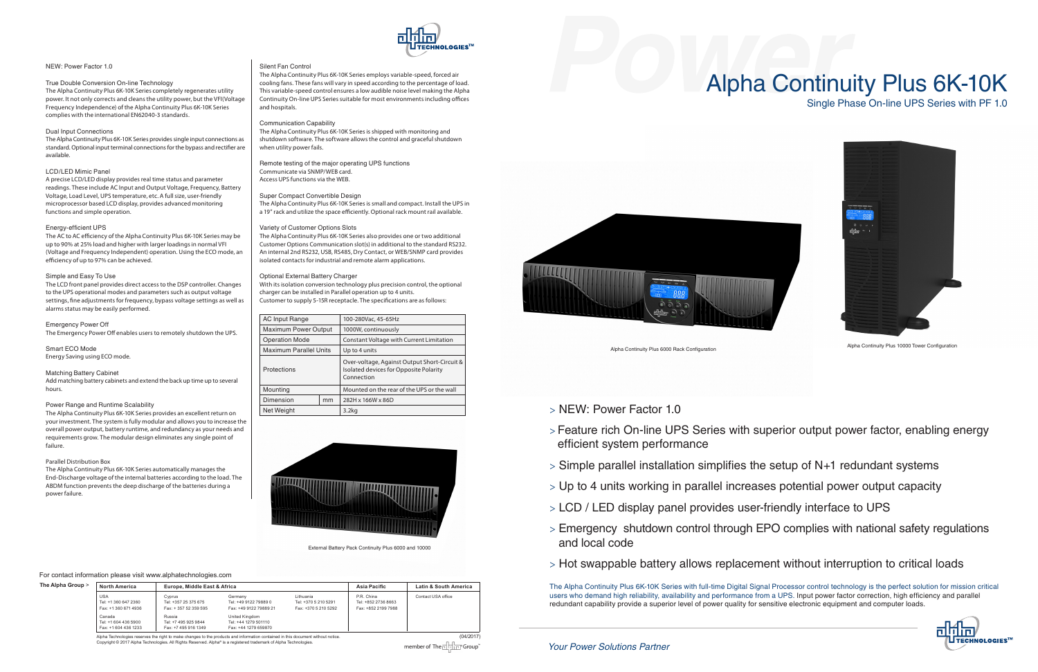# Alpha Continuity Plus 6K-10K

## Single Phase On-line UPS Series with PF 1.0

Alpha Continuity Plus 6000 Rack Configuration

Alpha Continuity Plus 10000 Tower Configuration

- > NEW: Power Factor 1.0
- > Feature rich On-line UPS Series with superior output power factor, enabling energy efficient system performance
- > Simple parallel installation simplifies the setup of N+1 redundant systems
- > Up to 4 units working in parallel increases potential power output capacity
- > LCD / LED display panel provides user-friendly interface to UPS
- > Emergency shutdown control through EPO complies with national safety regulations and local code
- > Hot swappable battery allows replacement without interruption to critical loads

The Alpha Continuity Plus 6K-10K Series with full-time Digital Signal Processor control technology is the perfect solution for mission critical users who demand high reliability, availability and performance from a UPS. Input power factor correction, high efficiency and parallel redundant capability provide a superior level of power quality for sensitive electronic equipment and computer loads.

*Your Power Solutions Partner*

### NEW: Power Factor 1.0

### True Double Conversion On-line Technology

The Alpha Continuity Plus 6K-10K Series completely regenerates utility power. It not only corrects and cleans the utility power, but the VFI(Voltage Frequency Independence) of the Alpha Continuity Plus 6K-10K Series complies with the international EN62040-3 standards.

### Dual Input Connections

The Alpha Continuity Plus 6K-10K Series provides single input connections as standard. Optional input terminal connections for the bypass and rectifier are available.

### LCD/LED Mimic Panel

A precise LCD/LED display provides real time status and parameter readings. These include AC Input and Output Voltage, Frequency, Battery Voltage, Load Level, UPS temperature, etc. A full size, user-friendly microprocessor based LCD display, provides advanced monitoring functions and simple operation.

### Energy-efficient UPS

The AC to AC efficiency of the Alpha Continuity Plus 6K-10K Series may be up to 90% at 25% load and higher with larger loadings in normal VFI (Voltage and Frequency Independent) operation. Using the ECO mode, an efficiency of up to 97% can be achieved.

### Simple and Easy To Use

The LCD front panel provides direct access to the DSP controller. Changes to the UPS operational modes and parameters such as output voltage settings, fine adjustments for frequency, bypass voltage settings as well as alarms status may be easily performed.

### Emergency Power Off

The Emergency Power Off enables users to remotely shutdown the UPS.

### Smart ECO Mode

Energy Saving using ECO mode.

### Matching Battery Cabinet

Add matching battery cabinets and extend the back up time up to several hours.

### Power Range and Runtime Scalability

The Alpha Continuity Plus 6K-10K Series provides an excellent return on your investment. The system is fully modular and allows you to increase the overall power output, battery runtime, and redundancy as your needs and requirements grow. The modular design eliminates any single point of failure.

### Parallel Distribution Box

The Alpha Continuity Plus 6K-10K Series automatically manages the End-Discharge voltage of the internal batteries according to the load. The ABDM function prevents the deep discharge of the batteries during a power failure.

### Silent Fan Control

The Alpha Continuity Plus 6K-10K Series employs variable-speed, forced air cooling fans. These fans will vary in speed according to the percentage of load. This variable-speed control ensures a low audible noise level making the Alpha Continuity On-line UPS Series suitable for most environments including offices and hospitals.

### Communication Capability

The Alpha Continuity Plus 6K-10K Series is shipped with monitoring and shutdown software. The software allows the control and graceful shutdown when utility power fails.

### Remote testing of the major operating UPS functions

Communicate via SNMP/WEB card.
Access UPS functions via the WEB.

### Super Compact Convertible Design

The Alpha Continuity Plus 6K-10K Series is small and compact. Install the UPS in a 19" rack and utilize the space efficiently. Optional rack mount rail available.

### Variety of Customer Options Slots

The Alpha Continuity Plus 6K-10K Series also provides one or two additional Customer Options Communication slot(s) in additional to the standard RS232. An internal 2nd RS232, USB, RS485, Dry Contact, or WEB/SNMP card provides isolated contacts for industrial and remote alarm applications.

### Optional External Battery Charger

With its isolation conversion technology plus precision control, the optional charger can be installed in Parallel operation up to 4 units.
Customer to supply 5-15R receptacle. The specifications are as follows:

| AC Input Range | | 100-280Vac, 45-65Hz |
|---|---|---|
| Maximum Power Output | | 1000W, continuously |
| Operation Mode | | Constant Voltage with Current Limitation |
| Maximum Parallel Units | | Up to 4 units |
| Protections | | Over-voltage, Against Output Short-Circuit & Isolated devices for Opposite Polarity Connection |
| Mounting | | Mounted on the rear of the UPS or the wall |
| Dimension | mm | 282H x 166W x 86D |
| Net Weight | | 3.2kg |

External Battery Pack Continuity Plus 6000 and 10000

For contact information please visit www.alphatechnologies.com

| The Alpha Group > | North America | Europe, Middle East & Africa | | | Asia Pacific | Latin & South America |
|---|---|---|---|---|---|---|
| | USA<br>Tel: +1 360 647 2360<br>Fax: +1 360 671 4936 | Cyprus<br>Tel: +357 25 375 675<br>Fax: + 357 52 359 595 | Germany<br>Tel: +49 9122 79889 0<br>Fax: +49 9122 79889 21 | Lithuania<br>Tel: +370 5 210 5291<br>Fax: +370 5 210 5292 | P.R. China<br>Tel: +852 2736 8663<br>Fax: +852 2199 7988 | Contact USA office |
| | Canada<br>Tel: +1 604 436 5900<br>Fax: +1 604 436 1233 | Russia<br>Tel: +7 495 925 9844<br>Fax: +7 495 916 1349 | United Kingdom<br>Tel: +44 1279 501110<br>Fax: +44 1279 659870 | | | |

Alpha Technologies reserves the right to make changes to the products and information contained in this document without notice.
Copyright © 2017 Alpha Technologies. All Rights Reserved. Alpha® is a registered trademark of Alpha Technologies.

(04/2017)

member of The Alpha Group™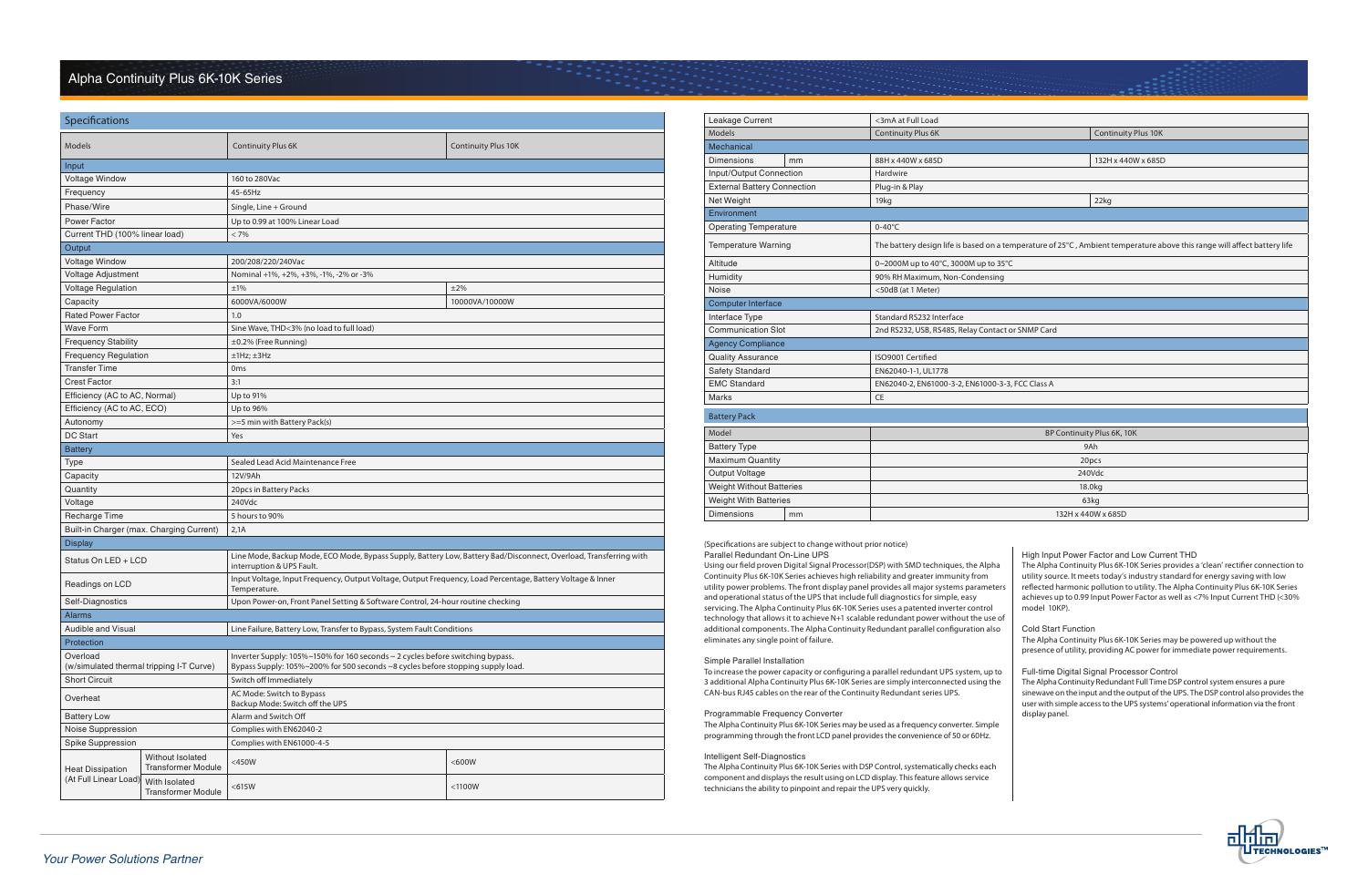# Alpha Continuity Plus 6K-10K Series

## Specifications

| Models | | Continuity Plus 6K | Continuity Plus 10K |
|---|---|---|---|
| **Input** | | | |
| Voltage Window | | 160 to 280Vac | |
| Frequency | | 45-65Hz | |
| Phase/Wire | | Single, Line + Ground | |
| Power Factor | | Up to 0.99 at 100% Linear Load | |
| Current THD (100% linear load) | | < 7% | |
| **Output** | | | |
| Voltage Window | | 200/208/220/240Vac | |
| Voltage Adjustment | | Nominal +1%, +2%, +3%, -1%, -2% or -3% | |
| Voltage Regulation | | ±1% | ±2% |
| Capacity | | 6000VA/6000W | 10000VA/10000W |
| Rated Power Factor | | 1.0 | |
| Wave Form | | Sine Wave, THD<3% (no load to full load) | |
| Frequency Stability | | ±0.2% (Free Running) | |
| Frequency Regulation | | ±1Hz; ±3Hz | |
| Transfer Time | | 0ms | |
| Crest Factor | | 3:1 | |
| Efficiency (AC to AC, Normal) | | Up to 91% | |
| Efficiency (AC to AC, ECO) | | Up to 96% | |
| Autonomy | | >=5 min with Battery Pack(s) | |
| DC Start | | Yes | |
| **Battery** | | | |
| Type | | Sealed Lead Acid Maintenance Free | |
| Capacity | | 12V/9Ah | |
| Quantity | | 20pcs in Battery Packs | |
| Voltage | | 240Vdc | |
| Recharge Time | | 5 hours to 90% | |
| Built-in Charger (max. Charging Current) | | 2,1A | |
| **Display** | | | |
| Status On LED + LCD | | Line Mode, Backup Mode, ECO Mode, Bypass Supply, Battery Low, Battery Bad/Disconnect, Overload, Transferring with interruption & UPS Fault. | |
| Readings on LCD | | Input Voltage, Input Frequency, Output Voltage, Output Frequency, Load Percentage, Battery Voltage & Inner Temperature. | |
| Self-Diagnostics | | Upon Power-on, Front Panel Setting & Software Control, 24-hour routine checking | |
| **Alarms** | | | |
| Audible and Visual | | Line Failure, Battery Low, Transfer to Bypass, System Fault Conditions | |
| **Protection** | | | |
| Overload (w/simulated thermal tripping I-T Curve) | | Inverter Supply: 105%~150% for 160 seconds ~ 2 cycles before switching bypass. Bypass Supply: 105%~200% for 500 seconds ~8 cycles before stopping supply load. | |
| Short Circuit | | Switch off Immediately | |
| Overheat | | AC Mode: Switch to Bypass Backup Mode: Switch off the UPS | |
| Battery Low | | Alarm and Switch Off | |
| Noise Suppression | | Complies with EN62040-2 | |
| Spike Suppression | | Complies with EN61000-4-5 | |
| Heat Dissipation (At Full Linear Load) | Without Isolated Transformer Module | <450W | <600W |
| | With Isolated Transformer Module | <615W | <1100W |

| Leakage Current | | <3mA at Full Load | |
|---|---|---|---|
| Models | | Continuity Plus 6K | Continuity Plus 10K |
| **Mechanical** | | | |
| Dimensions | mm | 88H x 440W x 685D | 132H x 440W x 685D |
| Input/Output Connection | | Hardwire | |
| External Battery Connection | | Plug-in & Play | |
| Net Weight | | 19kg | 22kg |
| **Environment** | | | |
| Operating Temperature | | 0-40°C | |
| Temperature Warning | | The battery design life is based on a temperature of 25°C , Ambient temperature above this range will affect battery life | |
| Altitude | | 0~2000M up to 40°C, 3000M up to 35°C | |
| Humidity | | 90% RH Maximum, Non-Condensing | |
| Noise | | <50dB (at 1 Meter) | |
| **Computer Interface** | | | |
| Interface Type | | Standard RS232 Interface | |
| Communication Slot | | 2nd RS232, USB, RS485, Relay Contact or SNMP Card | |
| **Agency Compliance** | | | |
| Quality Assurance | | ISO9001 Certified | |
| Safety Standard | | EN62040-1-1, UL1778 | |
| EMC Standard | | EN62040-2, EN61000-3-2, EN61000-3-3, FCC Class A | |
| Marks | | CE | |

**Battery Pack**

| Model | | BP Continuity Plus 6K, 10K |
|---|---|---|
| Battery Type | | 9Ah |
| Maximum Quantity | | 20pcs |
| Output Voltage | | 240Vdc |
| Weight Without Batteries | | 18.0kg |
| Weight With Batteries | | 63kg |
| Dimensions | mm | 132H x 440W x 685D |

(Specifications are subject to change without prior notice)

### Parallel Redundant On-Line UPS

Using our field proven Digital Signal Processor(DSP) with SMD techniques, the Alpha Continuity Plus 6K-10K Series achieves high reliability and greater immunity from utility power problems. The front display panel provides all major systems parameters and operational status of the UPS that include full diagnostics for simple, easy servicing. The Alpha Continuity Plus 6K-10K Series uses a patented inverter control technology that allows it to achieve N+1 scalable redundant power without the use of additional components. The Alpha Continuity Redundant parallel configuration also eliminates any single point of failure.

### Simple Parallel Installation

To increase the power capacity or configuring a parallel redundant UPS system, up to 3 additional Alpha Continuity Plus 6K-10K Series are simply interconnected using the CAN-bus RJ45 cables on the rear of the Continuity Redundant series UPS.

### Programmable Frequency Converter

The Alpha Continuity Plus 6K-10K Series may be used as a frequency converter. Simple programming through the front LCD panel provides the convenience of 50 or 60Hz.

### Intelligent Self-Diagnostics

The Alpha Continuity Plus 6K-10K Series with DSP Control, systematically checks each component and displays the result using on LCD display. This feature allows service technicians the ability to pinpoint and repair the UPS very quickly.

### High Input Power Factor and Low Current THD

The Alpha Continuity Plus 6K-10K Series provides a 'clean' rectifier connection to utility source. It meets today's industry standard for energy saving with low reflected harmonic pollution to utility. The Alpha Continuity Plus 6K-10K Series achieves up to 0.99 Input Power Factor as well as <7% Input Current THD (<30% model 10KP).

### Cold Start Function

The Alpha Continuity Plus 6K-10K Series may be powered up without the presence of utility, providing AC power for immediate power requirements.

### Full-time Digital Signal Processor Control

The Alpha Continuity Redundant Full Time DSP control system ensures a pure sinewave on the input and the output of the UPS. The DSP control also provides the user with simple access to the UPS systems' operational information via the front display panel.

*Your Power Solutions Partner*